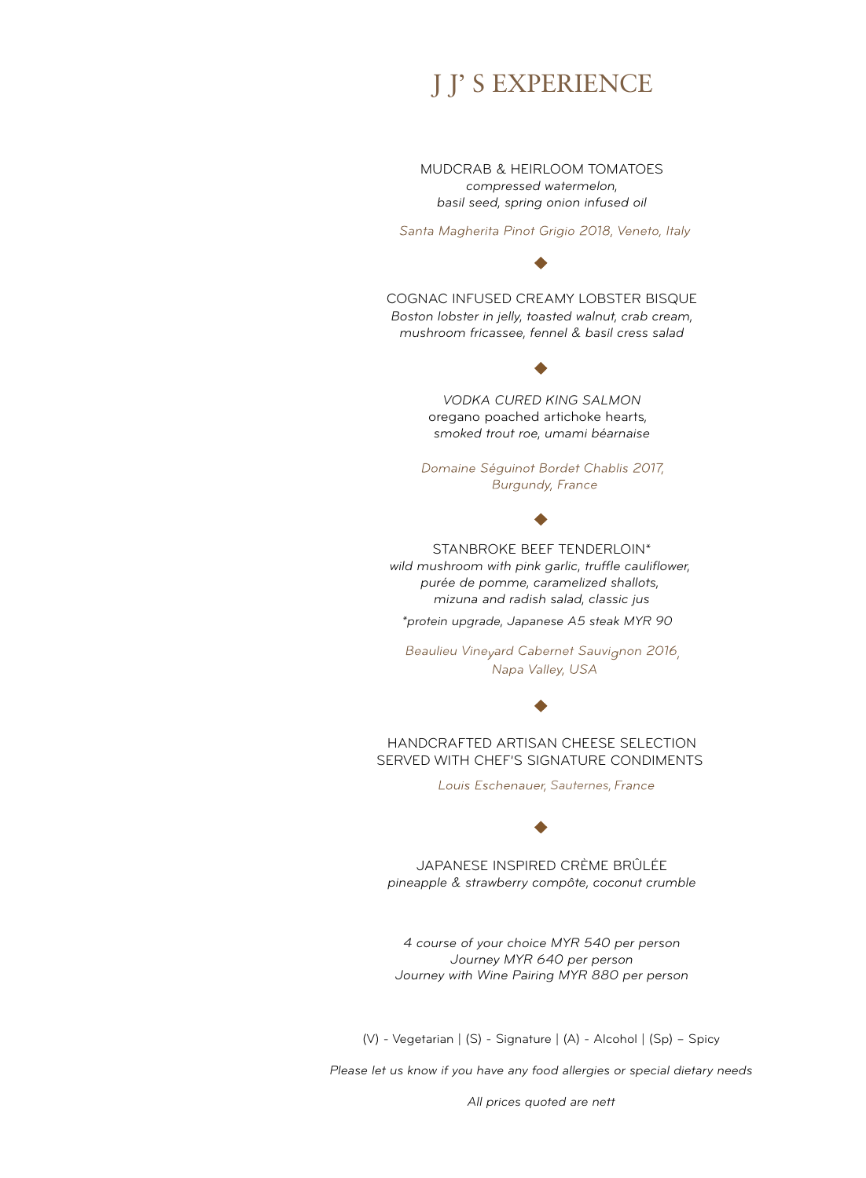# J J' S EXPERIENCE

MUDCRAB & HEIRLOOM TOMATOES
*compressed watermelon,*
*basil seed, spring onion infused oil*

*Santa Magherita Pinot Grigio 2018, Veneto, Italy*

◆

COGNAC INFUSED CREAMY LOBSTER BISQUE
*Boston lobster in jelly, toasted walnut, crab cream,*
*mushroom fricassee, fennel & basil cress salad*

◆

*VODKA CURED KING SALMON*
oregano poached artichoke hearts,
*smoked trout roe, umami béarnaise*

*Domaine Séguinot Bordet Chablis 2017,*
*Burgundy, France*

◆

STANBROKE BEEF TENDERLOIN*
*wild mushroom with pink garlic, truffle cauliflower,*
*purée de pomme, caramelized shallots,*
*mizuna and radish salad, classic jus*

*\*protein upgrade, Japanese A5 steak MYR 90*

*Beaulieu Vineyard Cabernet Sauvignon 2016,*
*Napa Valley, USA*

◆

HANDCRAFTED ARTISAN CHEESE SELECTION
SERVED WITH CHEF'S SIGNATURE CONDIMENTS

*Louis Eschenauer, Sauternes, France*

◆

JAPANESE INSPIRED CRÈME BRÛLÉE
*pineapple & strawberry compôte, coconut crumble*

*4 course of your choice MYR 540 per person*
*Journey MYR 640 per person*
*Journey with Wine Pairing MYR 880 per person*

(V) - Vegetarian | (S) - Signature | (A) - Alcohol | (Sp) – Spicy

*Please let us know if you have any food allergies or special dietary needs*

*All prices quoted are nett*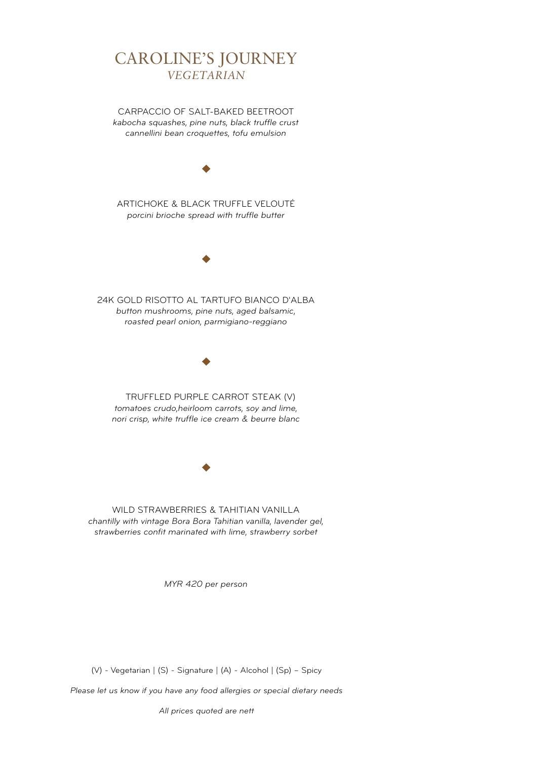# CAROLINE'S JOURNEY

## *VEGETARIAN*

CARPACCIO OF SALT-BAKED BEETROOT
*kabocha squashes, pine nuts, black truffle crust*
*cannellini bean croquettes, tofu emulsion*

◆

ARTICHOKE & BLACK TRUFFLE VELOUTÉ
*porcini brioche spread with truffle butter*

◆

24K GOLD RISOTTO AL TARTUFO BIANCO D'ALBA
*button mushrooms, pine nuts, aged balsamic,*
*roasted pearl onion, parmigiano-reggiano*

◆

TRUFFLED PURPLE CARROT STEAK (V)
*tomatoes crudo,heirloom carrots, soy and lime,*
*nori crisp, white truffle ice cream & beurre blanc*

◆

WILD STRAWBERRIES & TAHITIAN VANILLA
*chantilly with vintage Bora Bora Tahitian vanilla, lavender gel,*
*strawberries confit marinated with lime, strawberry sorbet*

*MYR 420 per person*

(V) - Vegetarian | (S) - Signature | (A) - Alcohol | (Sp) – Spicy

*Please let us know if you have any food allergies or special dietary needs*

*All prices quoted are nett*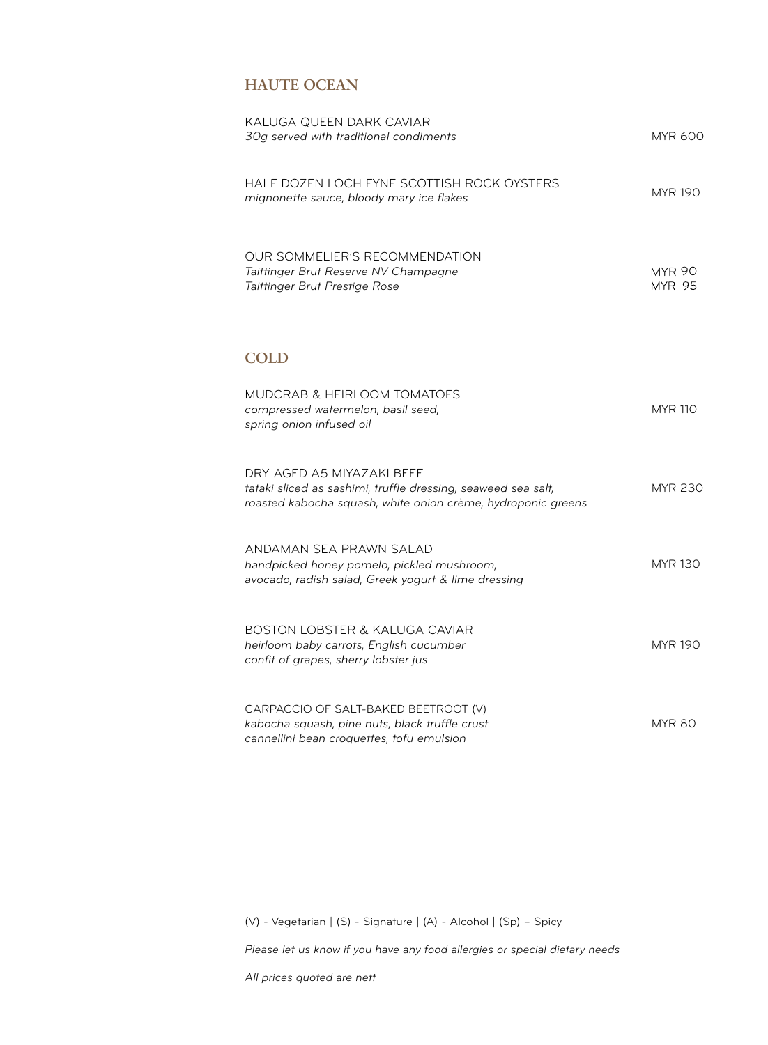## HAUTE OCEAN

KALUGA QUEEN DARK CAVIAR
*30g served with traditional condiments* — MYR 600

HALF DOZEN LOCH FYNE SCOTTISH ROCK OYSTERS
*mignonette sauce, bloody mary ice flakes* — MYR 190

OUR SOMMELIER'S RECOMMENDATION
*Taittinger Brut Reserve NV Champagne* — MYR 90
*Taittinger Brut Prestige Rose* — MYR 95

## COLD

MUDCRAB & HEIRLOOM TOMATOES
*compressed watermelon, basil seed,*
*spring onion infused oil* — MYR 110

DRY-AGED A5 MIYAZAKI BEEF
*tataki sliced as sashimi, truffle dressing, seaweed sea salt,*
*roasted kabocha squash, white onion crème, hydroponic greens* — MYR 230

ANDAMAN SEA PRAWN SALAD
*handpicked honey pomelo, pickled mushroom,*
*avocado, radish salad, Greek yogurt & lime dressing* — MYR 130

BOSTON LOBSTER & KALUGA CAVIAR
*heirloom baby carrots, English cucumber*
*confit of grapes, sherry lobster jus* — MYR 190

CARPACCIO OF SALT-BAKED BEETROOT (V)
*kabocha squash, pine nuts, black truffle crust*
*cannellini bean croquettes, tofu emulsion* — MYR 80

(V) - Vegetarian | (S) - Signature | (A) - Alcohol | (Sp) – Spicy

*Please let us know if you have any food allergies or special dietary needs*

*All prices quoted are nett*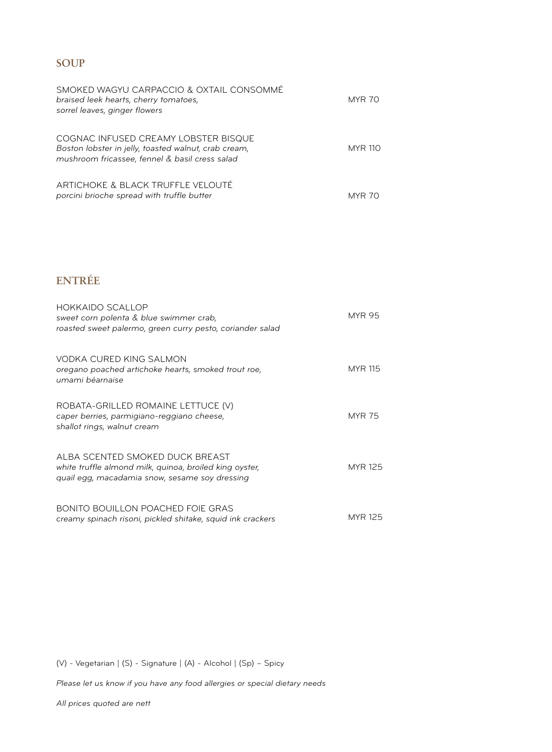## SOUP

SMOKED WAGYU CARPACCIO & OXTAIL CONSOMMÉ
*braised leek hearts, cherry tomatoes, sorrel leaves, ginger flowers*
MYR 70

COGNAC INFUSED CREAMY LOBSTER BISQUE
*Boston lobster in jelly, toasted walnut, crab cream, mushroom fricassee, fennel & basil cress salad*
MYR 110

ARTICHOKE & BLACK TRUFFLE VELOUTÉ
*porcini brioche spread with truffle butter*
MYR 70

## ENTRÉE

HOKKAIDO SCALLOP
*sweet corn polenta & blue swimmer crab, roasted sweet palermo, green curry pesto, coriander salad*
MYR 95

VODKA CURED KING SALMON
*oregano poached artichoke hearts, smoked trout roe, umami béarnaise*
MYR 115

ROBATA-GRILLED ROMAINE LETTUCE (V)
*caper berries, parmigiano-reggiano cheese, shallot rings, walnut cream*
MYR 75

ALBA SCENTED SMOKED DUCK BREAST
*white truffle almond milk, quinoa, broiled king oyster, quail egg, macadamia snow, sesame soy dressing*
MYR 125

BONITO BOUILLON POACHED FOIE GRAS
*creamy spinach risoni, pickled shitake, squid ink crackers*
MYR 125

(V) - Vegetarian | (S) - Signature | (A) - Alcohol | (Sp) – Spicy

*Please let us know if you have any food allergies or special dietary needs*

*All prices quoted are nett*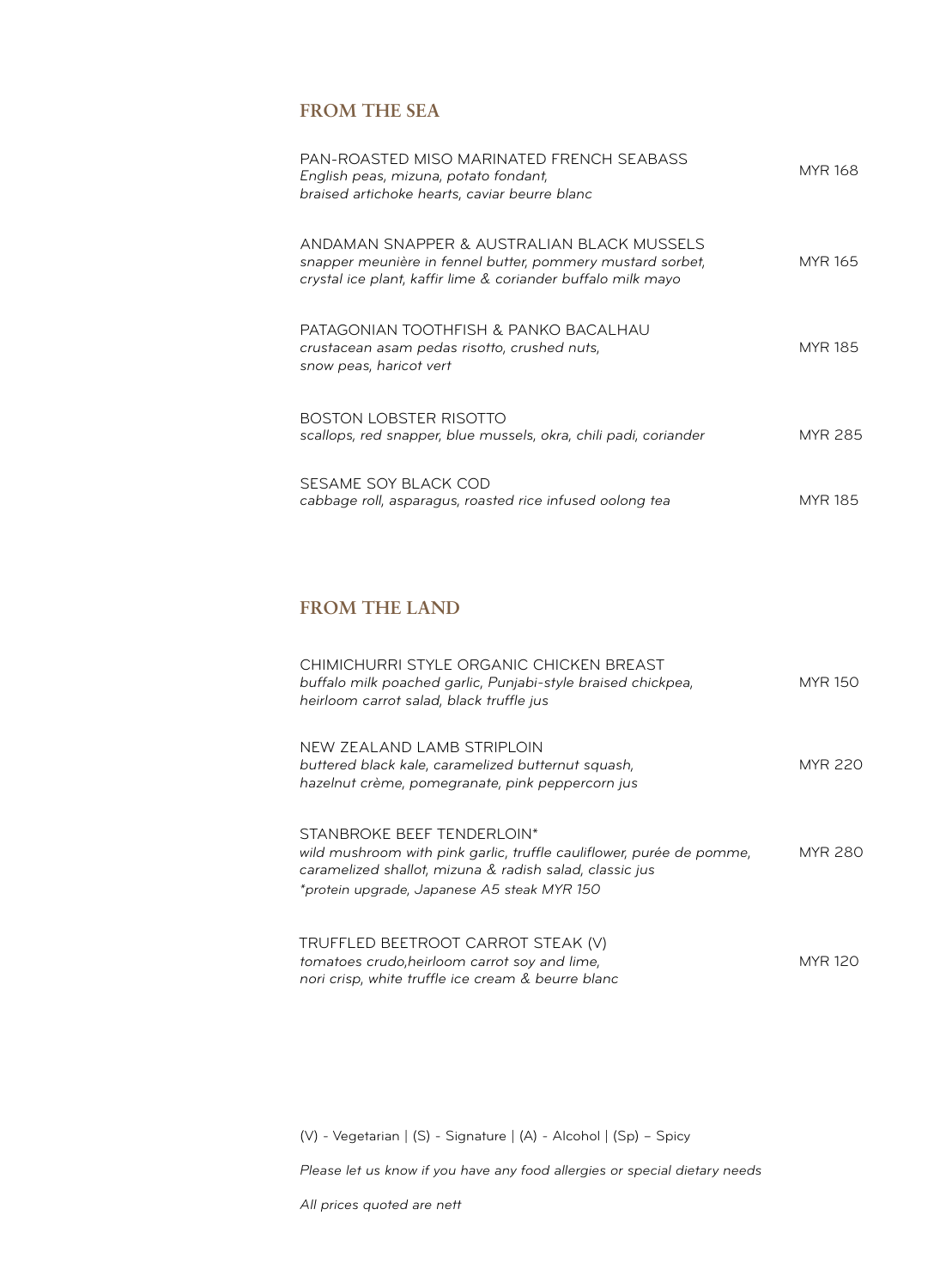## FROM THE SEA

PAN-ROASTED MISO MARINATED FRENCH SEABASS
*English peas, mizuna, potato fondant,*
*braised artichoke hearts, caviar beurre blanc*
MYR 168

ANDAMAN SNAPPER & AUSTRALIAN BLACK MUSSELS
*snapper meunière in fennel butter, pommery mustard sorbet,*
*crystal ice plant, kaffir lime & coriander buffalo milk mayo*
MYR 165

PATAGONIAN TOOTHFISH & PANKO BACALHAU
*crustacean asam pedas risotto, crushed nuts,*
*snow peas, haricot vert*
MYR 185

BOSTON LOBSTER RISOTTO
*scallops, red snapper, blue mussels, okra, chili padi, coriander*
MYR 285

SESAME SOY BLACK COD
*cabbage roll, asparagus, roasted rice infused oolong tea*
MYR 185

## FROM THE LAND

CHIMICHURRI STYLE ORGANIC CHICKEN BREAST
*buffalo milk poached garlic, Punjabi-style braised chickpea,*
*heirloom carrot salad, black truffle jus*
MYR 150

NEW ZEALAND LAMB STRIPLOIN
*buttered black kale, caramelized butternut squash,*
*hazelnut crème, pomegranate, pink peppercorn jus*
MYR 220

STANBROKE BEEF TENDERLOIN*
*wild mushroom with pink garlic, truffle cauliflower, purée de pomme,*
*caramelized shallot, mizuna & radish salad, classic jus*
*\*protein upgrade, Japanese A5 steak MYR 150*
MYR 280

TRUFFLED BEETROOT CARROT STEAK (V)
*tomatoes crudo,heirloom carrot soy and lime,*
*nori crisp, white truffle ice cream & beurre blanc*
MYR 120

(V) - Vegetarian | (S) - Signature | (A) - Alcohol | (Sp) – Spicy

*Please let us know if you have any food allergies or special dietary needs*

*All prices quoted are nett*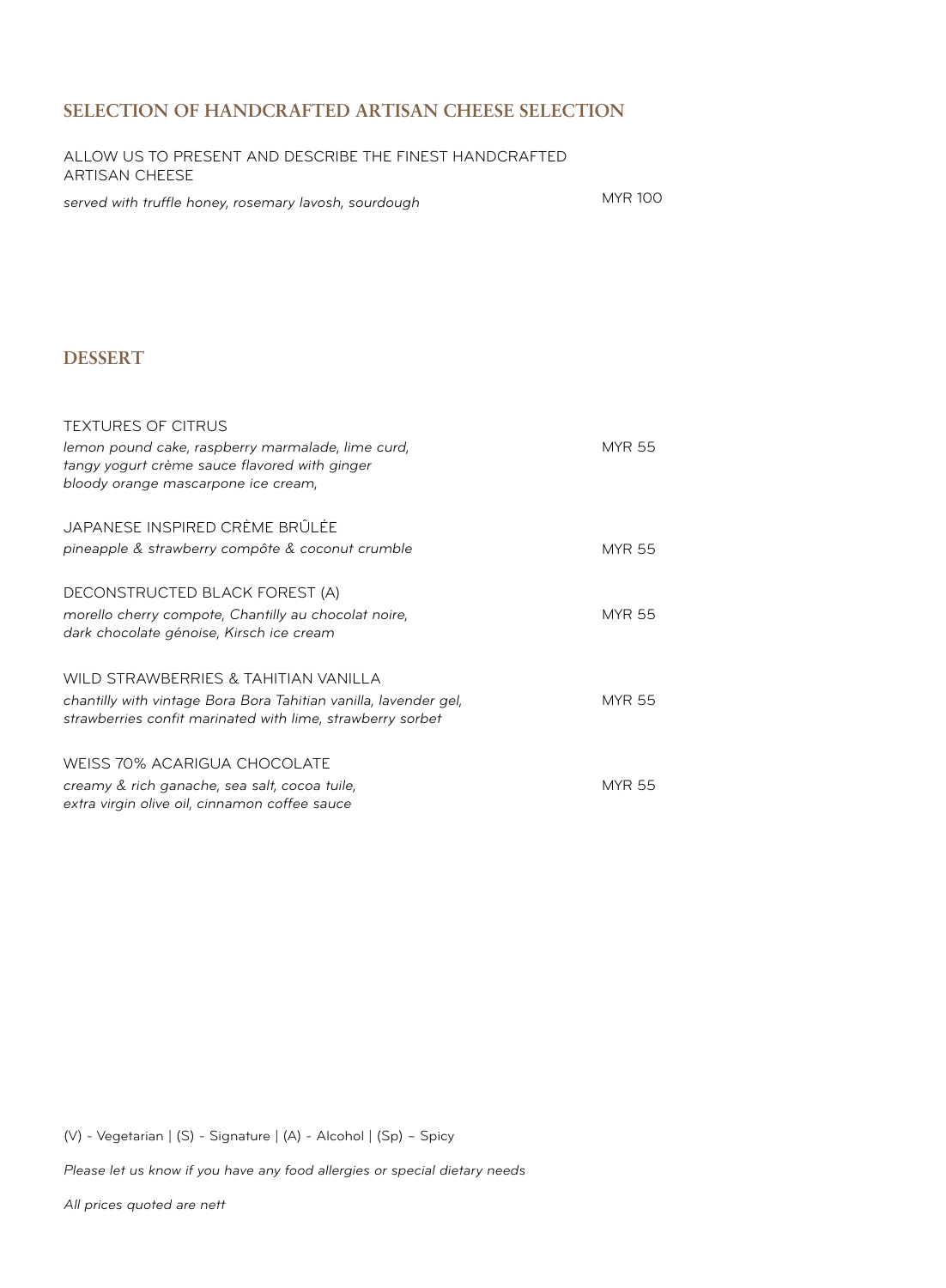## SELECTION OF HANDCRAFTED ARTISAN CHEESE SELECTION

ALLOW US TO PRESENT AND DESCRIBE THE FINEST HANDCRAFTED ARTISAN CHEESE

*served with truffle honey, rosemary lavosh, sourdough* MYR 100

## DESSERT

TEXTURES OF CITRUS

*lemon pound cake, raspberry marmalade, lime curd,*
*tangy yogurt crème sauce flavored with ginger*
*bloody orange mascarpone ice cream,* MYR 55

JAPANESE INSPIRED CRÈME BRÛLÉE

*pineapple & strawberry compôte & coconut crumble* MYR 55

DECONSTRUCTED BLACK FOREST (A)

*morello cherry compote, Chantilly au chocolat noire,*
*dark chocolate génoise, Kirsch ice cream* MYR 55

WILD STRAWBERRIES & TAHITIAN VANILLA

*chantilly with vintage Bora Bora Tahitian vanilla, lavender gel,*
*strawberries confit marinated with lime, strawberry sorbet* MYR 55

WEISS 70% ACARIGUA CHOCOLATE

*creamy & rich ganache, sea salt, cocoa tuile,*
*extra virgin olive oil, cinnamon coffee sauce* MYR 55

(V) - Vegetarian | (S) - Signature | (A) - Alcohol | (Sp) – Spicy

*Please let us know if you have any food allergies or special dietary needs*

*All prices quoted are nett*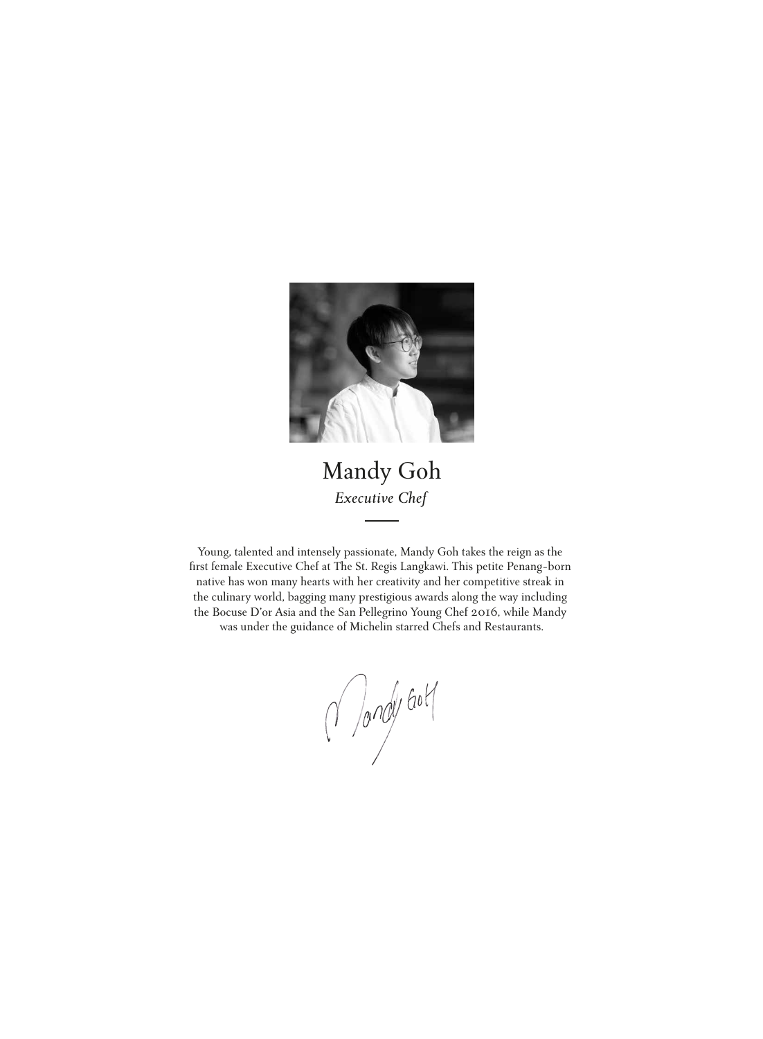# Mandy Goh

*Executive Chef*

---

Young, talented and intensely passionate, Mandy Goh takes the reign as the first female Executive Chef at The St. Regis Langkawi. This petite Penang-born native has won many hearts with her creativity and her competitive streak in the culinary world, bagging many prestigious awards along the way including the Bocuse D'or Asia and the San Pellegrino Young Chef 2016, while Mandy was under the guidance of Michelin starred Chefs and Restaurants.

Mandy Goh